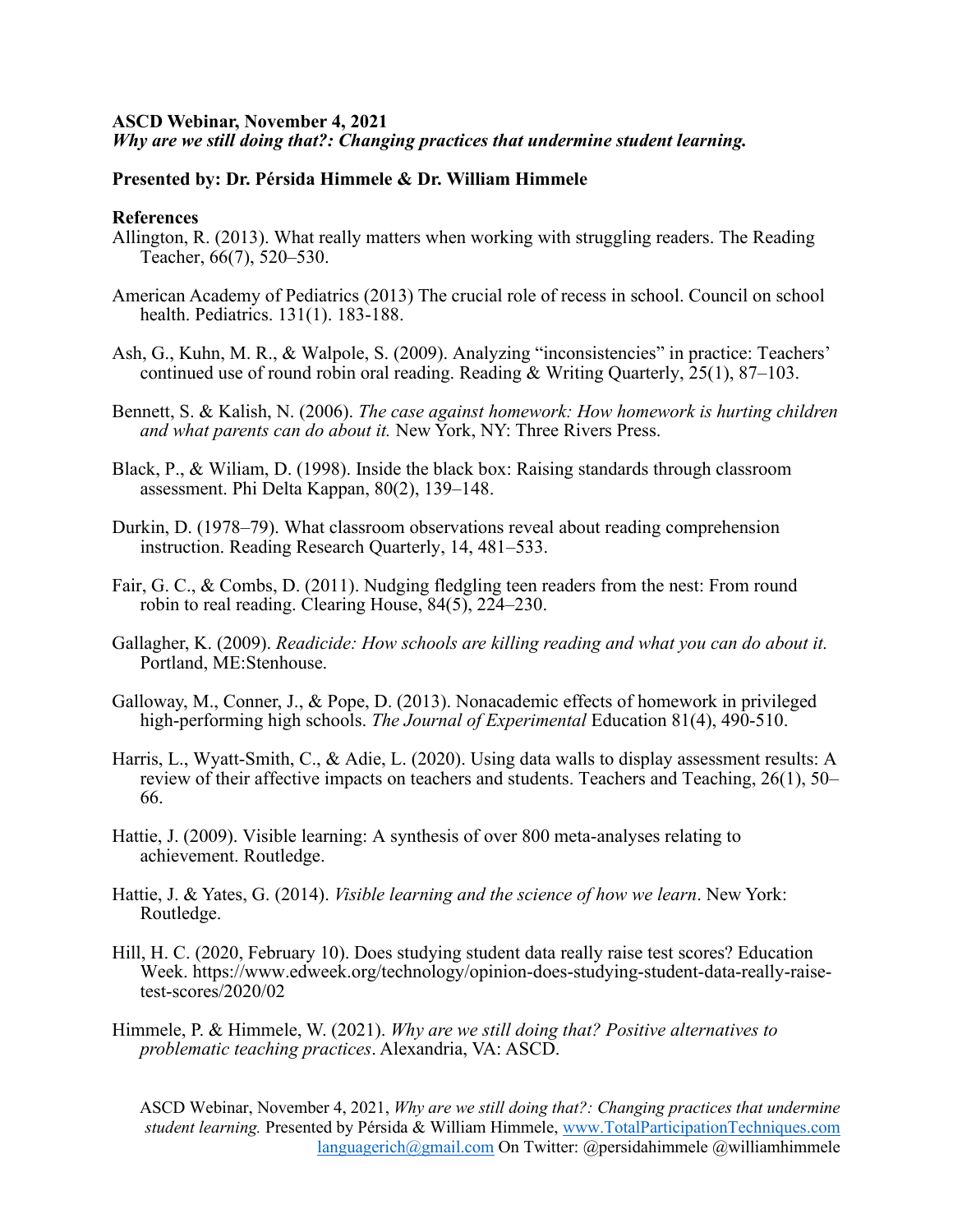**ASCD Webinar, November 4, 2021**
***Why are we still doing that?: Changing practices that undermine student learning.***

**Presented by: Dr. Pérsida Himmele & Dr. William Himmele**

**References**

Allington, R. (2013). What really matters when working with struggling readers. The Reading Teacher, 66(7), 520–530.

American Academy of Pediatrics (2013) The crucial role of recess in school. Council on school health. Pediatrics. 131(1). 183-188.

Ash, G., Kuhn, M. R., & Walpole, S. (2009). Analyzing "inconsistencies" in practice: Teachers' continued use of round robin oral reading. Reading & Writing Quarterly, 25(1), 87–103.

Bennett, S. & Kalish, N. (2006). *The case against homework: How homework is hurting children and what parents can do about it.* New York, NY: Three Rivers Press.

Black, P., & Wiliam, D. (1998). Inside the black box: Raising standards through classroom assessment. Phi Delta Kappan, 80(2), 139–148.

Durkin, D. (1978–79). What classroom observations reveal about reading comprehension instruction. Reading Research Quarterly, 14, 481–533.

Fair, G. C., & Combs, D. (2011). Nudging fledgling teen readers from the nest: From round robin to real reading. Clearing House, 84(5), 224–230.

Gallagher, K. (2009). *Readicide: How schools are killing reading and what you can do about it.* Portland, ME:Stenhouse.

Galloway, M., Conner, J., & Pope, D. (2013). Nonacademic effects of homework in privileged high-performing high schools. *The Journal of Experimental* Education 81(4), 490-510.

Harris, L., Wyatt-Smith, C., & Adie, L. (2020). Using data walls to display assessment results: A review of their affective impacts on teachers and students. Teachers and Teaching, 26(1), 50–66.

Hattie, J. (2009). Visible learning: A synthesis of over 800 meta-analyses relating to achievement. Routledge.

Hattie, J. & Yates, G. (2014). *Visible learning and the science of how we learn*. New York: Routledge.

Hill, H. C. (2020, February 10). Does studying student data really raise test scores? Education Week. https://www.edweek.org/technology/opinion-does-studying-student-data-really-raise-test-scores/2020/02

Himmele, P. & Himmele, W. (2021). *Why are we still doing that? Positive alternatives to problematic teaching practices*. Alexandria, VA: ASCD.

ASCD Webinar, November 4, 2021, *Why are we still doing that?: Changing practices that undermine student learning.* Presented by Pérsida & William Himmele, www.TotalParticipationTechniques.com languagerich@gmail.com On Twitter: @persidahimmele @williamhimmele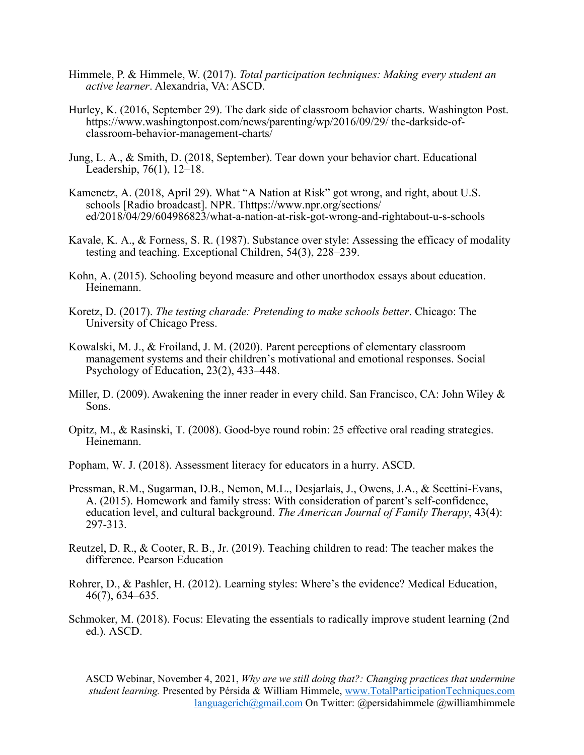Himmele, P. & Himmele, W. (2017). *Total participation techniques: Making every student an active learner*. Alexandria, VA: ASCD.

Hurley, K. (2016, September 29). The dark side of classroom behavior charts. Washington Post. https://www.washingtonpost.com/news/parenting/wp/2016/09/29/ the-darkside-of-classroom-behavior-management-charts/

Jung, L. A., & Smith, D. (2018, September). Tear down your behavior chart. Educational Leadership, 76(1), 12–18.

Kamenetz, A. (2018, April 29). What "A Nation at Risk" got wrong, and right, about U.S. schools [Radio broadcast]. NPR. Thttps://www.npr.org/sections/ ed/2018/04/29/604986823/what-a-nation-at-risk-got-wrong-and-rightabout-u-s-schools

Kavale, K. A., & Forness, S. R. (1987). Substance over style: Assessing the efficacy of modality testing and teaching. Exceptional Children, 54(3), 228–239.

Kohn, A. (2015). Schooling beyond measure and other unorthodox essays about education. Heinemann.

Koretz, D. (2017). *The testing charade: Pretending to make schools better*. Chicago: The University of Chicago Press.

Kowalski, M. J., & Froiland, J. M. (2020). Parent perceptions of elementary classroom management systems and their children's motivational and emotional responses. Social Psychology of Education, 23(2), 433–448.

Miller, D. (2009). Awakening the inner reader in every child. San Francisco, CA: John Wiley & Sons.

Opitz, M., & Rasinski, T. (2008). Good-bye round robin: 25 effective oral reading strategies. Heinemann.

Popham, W. J. (2018). Assessment literacy for educators in a hurry. ASCD.

Pressman, R.M., Sugarman, D.B., Nemon, M.L., Desjarlais, J., Owens, J.A., & Scettini-Evans, A. (2015). Homework and family stress: With consideration of parent's self-confidence, education level, and cultural background. *The American Journal of Family Therapy*, 43(4): 297-313.

Reutzel, D. R., & Cooter, R. B., Jr. (2019). Teaching children to read: The teacher makes the difference. Pearson Education

Rohrer, D., & Pashler, H. (2012). Learning styles: Where's the evidence? Medical Education, 46(7), 634–635.

Schmoker, M. (2018). Focus: Elevating the essentials to radically improve student learning (2nd ed.). ASCD.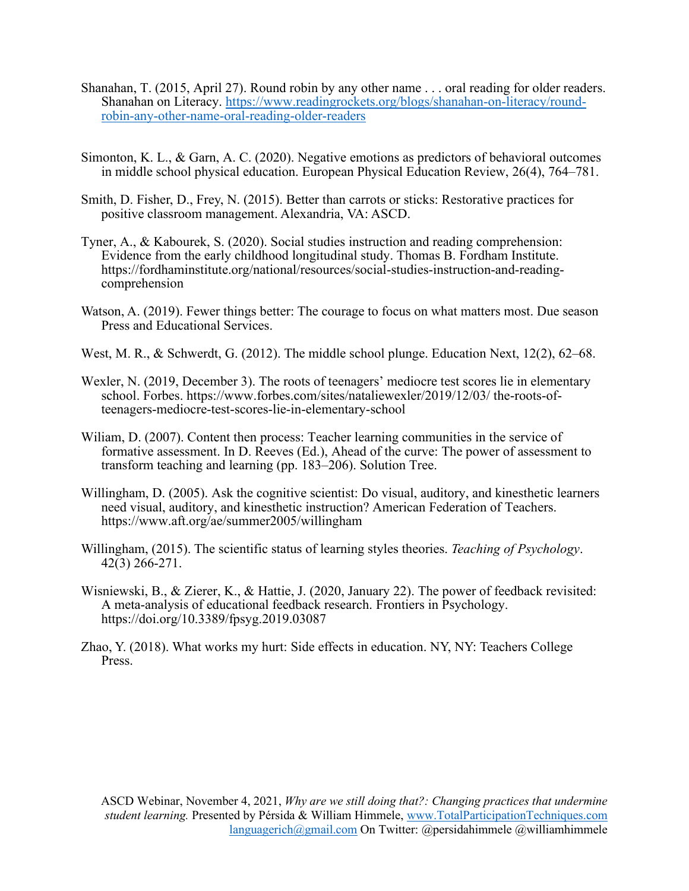Shanahan, T. (2015, April 27). Round robin by any other name . . . oral reading for older readers. Shanahan on Literacy. [https://www.readingrockets.org/blogs/shanahan-on-literacy/round-robin-any-other-name-oral-reading-older-readers](https://www.readingrockets.org/blogs/shanahan-on-literacy/round-robin-any-other-name-oral-reading-older-readers)

Simonton, K. L., & Garn, A. C. (2020). Negative emotions as predictors of behavioral outcomes in middle school physical education. European Physical Education Review, 26(4), 764–781.

Smith, D. Fisher, D., Frey, N. (2015). Better than carrots or sticks: Restorative practices for positive classroom management. Alexandria, VA: ASCD.

Tyner, A., & Kabourek, S. (2020). Social studies instruction and reading comprehension: Evidence from the early childhood longitudinal study. Thomas B. Fordham Institute. https://fordhaminstitute.org/national/resources/social-studies-instruction-and-reading-comprehension

Watson, A. (2019). Fewer things better: The courage to focus on what matters most. Due season Press and Educational Services.

West, M. R., & Schwerdt, G. (2012). The middle school plunge. Education Next, 12(2), 62–68.

Wexler, N. (2019, December 3). The roots of teenagers' mediocre test scores lie in elementary school. Forbes. https://www.forbes.com/sites/nataliewexler/2019/12/03/ the-roots-of-teenagers-mediocre-test-scores-lie-in-elementary-school

Wiliam, D. (2007). Content then process: Teacher learning communities in the service of formative assessment. In D. Reeves (Ed.), Ahead of the curve: The power of assessment to transform teaching and learning (pp. 183–206). Solution Tree.

Willingham, D. (2005). Ask the cognitive scientist: Do visual, auditory, and kinesthetic learners need visual, auditory, and kinesthetic instruction? American Federation of Teachers. https://www.aft.org/ae/summer2005/willingham

Willingham, (2015). The scientific status of learning styles theories. *Teaching of Psychology*. 42(3) 266-271.

Wisniewski, B., & Zierer, K., & Hattie, J. (2020, January 22). The power of feedback revisited: A meta-analysis of educational feedback research. Frontiers in Psychology. https://doi.org/10.3389/fpsyg.2019.03087

Zhao, Y. (2018). What works my hurt: Side effects in education. NY, NY: Teachers College Press.

ASCD Webinar, November 4, 2021, *Why are we still doing that?: Changing practices that undermine student learning.* Presented by Pérsida & William Himmele, [www.TotalParticipationTechniques.com](http://www.TotalParticipationTechniques.com) [languagerich@gmail.com](mailto:languagerich@gmail.com) On Twitter: @persidahimmele @williamhimmele